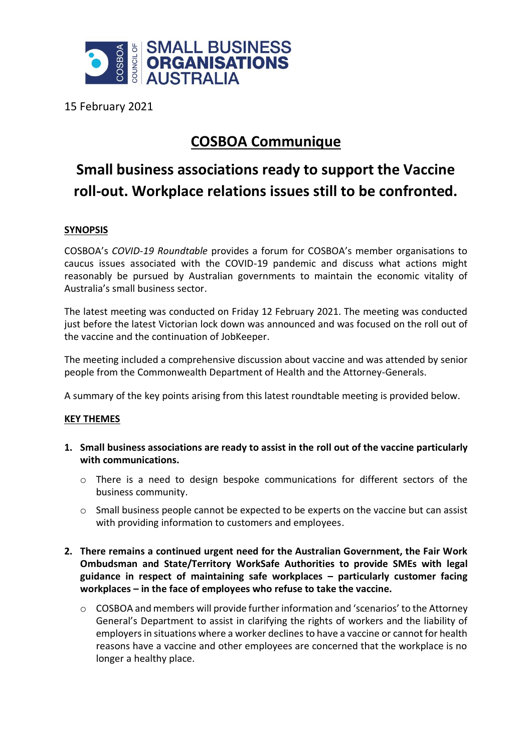COSBOA COUNCIL OF SMALL BUSINESS ORGANISATIONS AUSTRALIA

15 February 2021

# COSBOA Communique

## Small business associations ready to support the Vaccine roll-out. Workplace relations issues still to be confronted.

### SYNOPSIS

COSBOA's *COVID-19 Roundtable* provides a forum for COSBOA's member organisations to caucus issues associated with the COVID-19 pandemic and discuss what actions might reasonably be pursued by Australian governments to maintain the economic vitality of Australia's small business sector.

The latest meeting was conducted on Friday 12 February 2021. The meeting was conducted just before the latest Victorian lock down was announced and was focused on the roll out of the vaccine and the continuation of JobKeeper.

The meeting included a comprehensive discussion about vaccine and was attended by senior people from the Commonwealth Department of Health and the Attorney-Generals.

A summary of the key points arising from this latest roundtable meeting is provided below.

### KEY THEMES

1. **Small business associations are ready to assist in the roll out of the vaccine particularly with communications.**
   - There is a need to design bespoke communications for different sectors of the business community.
   - Small business people cannot be expected to be experts on the vaccine but can assist with providing information to customers and employees.

2. **There remains a continued urgent need for the Australian Government, the Fair Work Ombudsman and State/Territory WorkSafe Authorities to provide SMEs with legal guidance in respect of maintaining safe workplaces – particularly customer facing workplaces – in the face of employees who refuse to take the vaccine.**
   - COSBOA and members will provide further information and 'scenarios' to the Attorney General's Department to assist in clarifying the rights of workers and the liability of employers in situations where a worker declines to have a vaccine or cannot for health reasons have a vaccine and other employees are concerned that the workplace is no longer a healthy place.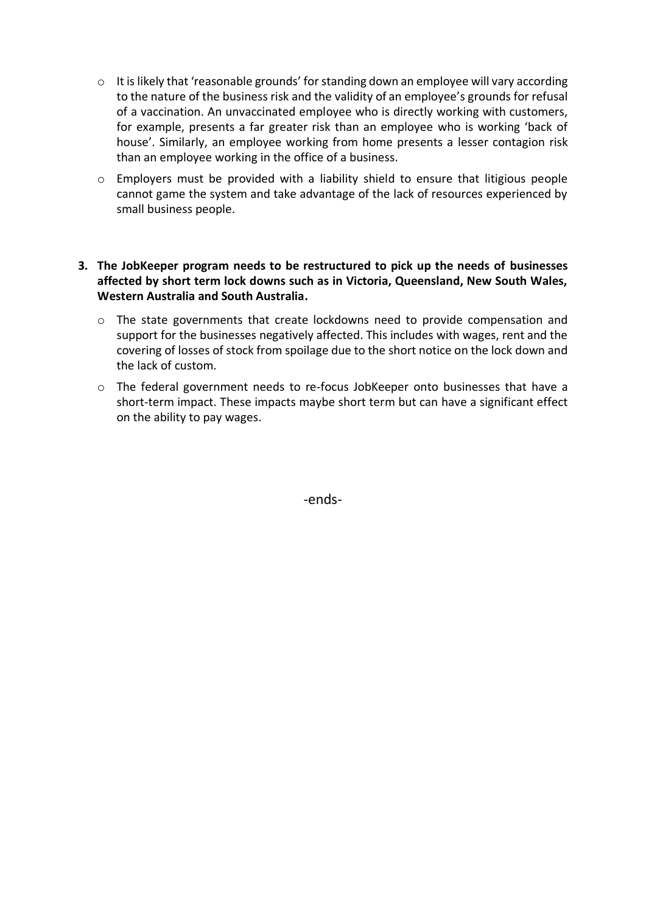- It is likely that 'reasonable grounds' for standing down an employee will vary according to the nature of the business risk and the validity of an employee's grounds for refusal of a vaccination. An unvaccinated employee who is directly working with customers, for example, presents a far greater risk than an employee who is working 'back of house'. Similarly, an employee working from home presents a lesser contagion risk than an employee working in the office of a business.
- Employers must be provided with a liability shield to ensure that litigious people cannot game the system and take advantage of the lack of resources experienced by small business people.

3. **The JobKeeper program needs to be restructured to pick up the needs of businesses affected by short term lock downs such as in Victoria, Queensland, New South Wales, Western Australia and South Australia.**
   - The state governments that create lockdowns need to provide compensation and support for the businesses negatively affected. This includes with wages, rent and the covering of losses of stock from spoilage due to the short notice on the lock down and the lack of custom.
   - The federal government needs to re-focus JobKeeper onto businesses that have a short-term impact. These impacts maybe short term but can have a significant effect on the ability to pay wages.

-ends-